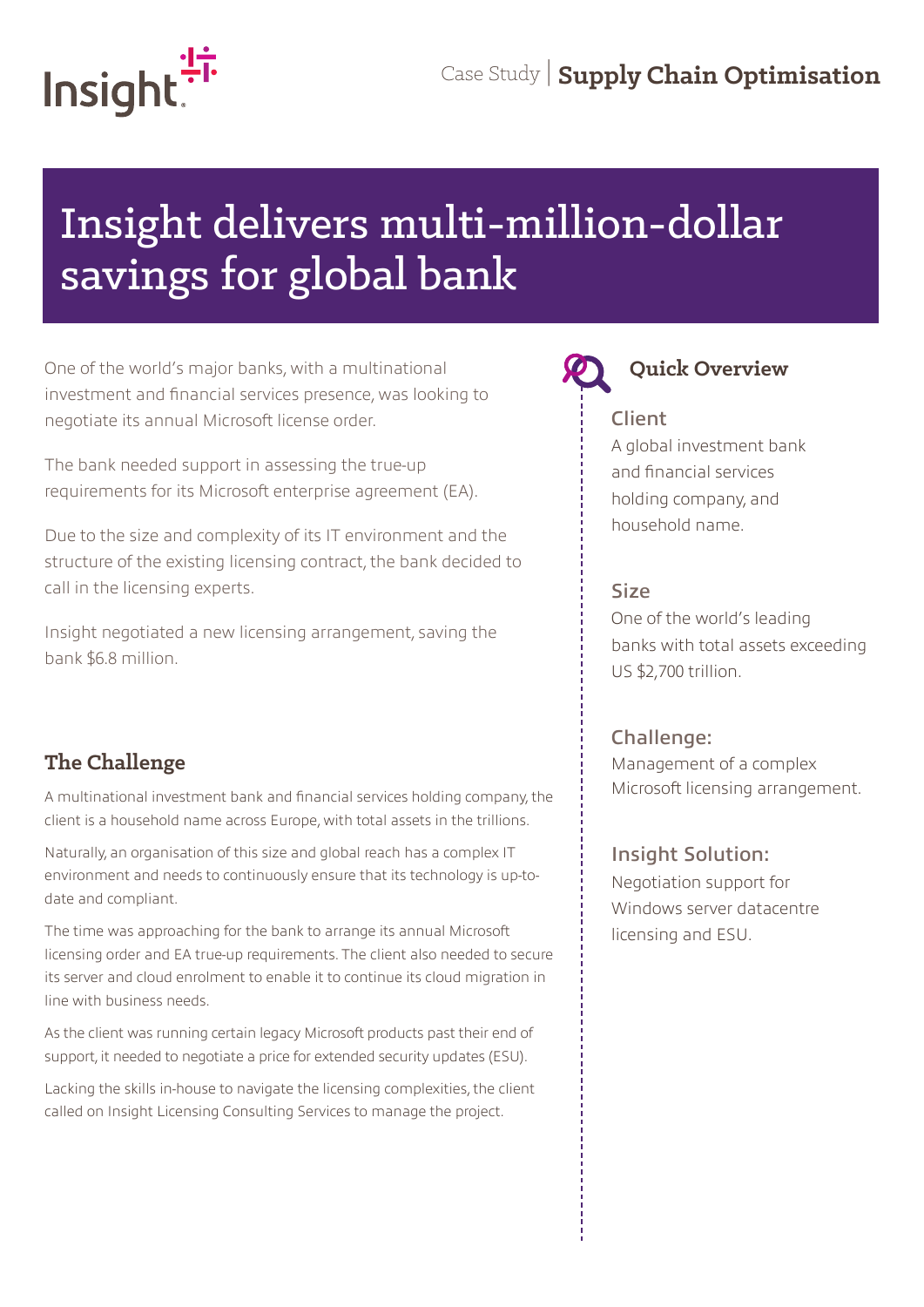Case Study | **Supply Chain Optimisation**

# Insight delivers multi-million-dollar savings for global bank

One of the world's major banks, with a multinational investment and financial services presence, was looking to negotiate its annual Microsoft license order.

The bank needed support in assessing the true-up requirements for its Microsoft enterprise agreement (EA).

Due to the size and complexity of its IT environment and the structure of the existing licensing contract, the bank decided to call in the licensing experts.

Insight negotiated a new licensing arrangement, saving the bank $6.8 million.

## The Challenge

A multinational investment bank and financial services holding company, the client is a household name across Europe, with total assets in the trillions.

Naturally, an organisation of this size and global reach has a complex IT environment and needs to continuously ensure that its technology is up-to-date and compliant.

The time was approaching for the bank to arrange its annual Microsoft licensing order and EA true-up requirements. The client also needed to secure its server and cloud enrolment to enable it to continue its cloud migration in line with business needs.

As the client was running certain legacy Microsoft products past their end of support, it needed to negotiate a price for extended security updates (ESU).

Lacking the skills in-house to navigate the licensing complexities, the client called on Insight Licensing Consulting Services to manage the project.

## Quick Overview

### Client

A global investment bank and financial services holding company, and household name.

### Size

One of the world's leading banks with total assets exceeding US $2,700 trillion.

### Challenge:

Management of a complex Microsoft licensing arrangement.

### Insight Solution:

Negotiation support for Windows server datacentre licensing and ESU.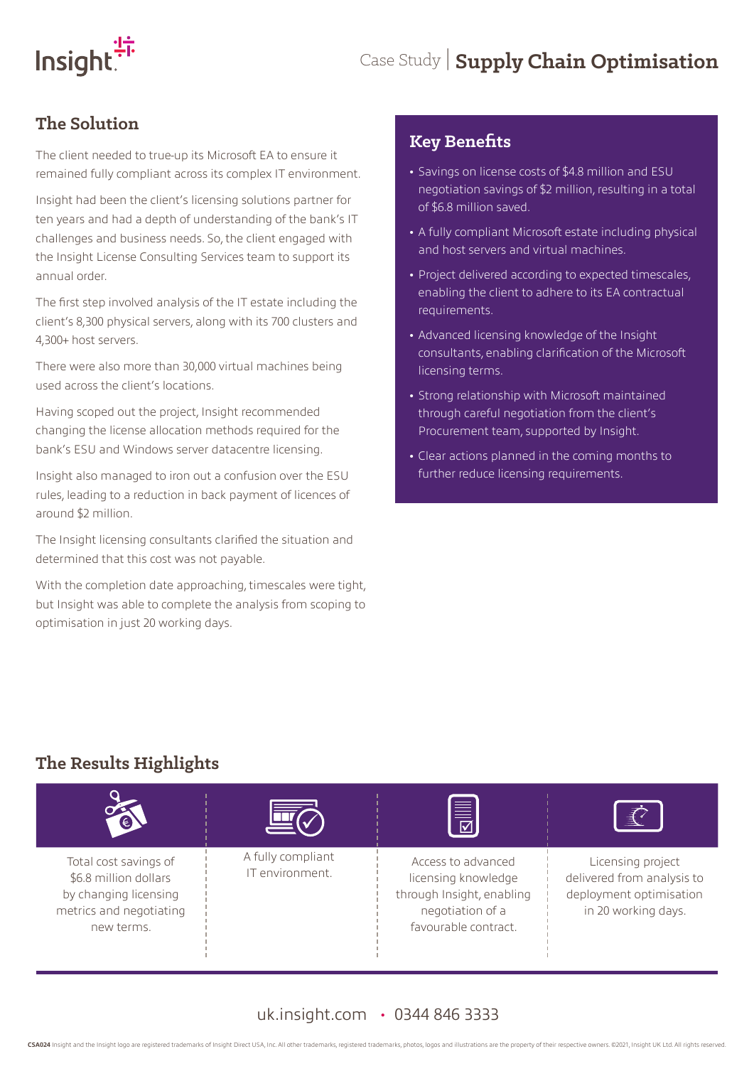## The Solution

The client needed to true-up its Microsoft EA to ensure it remained fully compliant across its complex IT environment.

Insight had been the client's licensing solutions partner for ten years and had a depth of understanding of the bank's IT challenges and business needs. So, the client engaged with the Insight License Consulting Services team to support its annual order.

The first step involved analysis of the IT estate including the client's 8,300 physical servers, along with its 700 clusters and 4,300+ host servers.

There were also more than 30,000 virtual machines being used across the client's locations.

Having scoped out the project, Insight recommended changing the license allocation methods required for the bank's ESU and Windows server datacentre licensing.

Insight also managed to iron out a confusion over the ESU rules, leading to a reduction in back payment of licences of around $2 million.

The Insight licensing consultants clarified the situation and determined that this cost was not payable.

With the completion date approaching, timescales were tight, but Insight was able to complete the analysis from scoping to optimisation in just 20 working days.

## Key Benefits

- Savings on license costs of $4.8 million and ESU negotiation savings of $2 million, resulting in a total of $6.8 million saved.
- A fully compliant Microsoft estate including physical and host servers and virtual machines.
- Project delivered according to expected timescales, enabling the client to adhere to its EA contractual requirements.
- Advanced licensing knowledge of the Insight consultants, enabling clarification of the Microsoft licensing terms.
- Strong relationship with Microsoft maintained through careful negotiation from the client's Procurement team, supported by Insight.
- Clear actions planned in the coming months to further reduce licensing requirements.

## The Results Highlights

Total cost savings of $6.8 million dollars by changing licensing metrics and negotiating new terms.

A fully compliant IT environment.

Access to advanced licensing knowledge through Insight, enabling negotiation of a favourable contract.

Licensing project delivered from analysis to deployment optimisation in 20 working days.

uk.insight.com • 0344 846 3333

CSA024 Insight and the Insight logo are registered trademarks of Insight Direct USA, Inc. All other trademarks, registered trademarks, photos, logos and illustrations are the property of their respective owners. ©2021, Insight UK Ltd. All rights reserved.